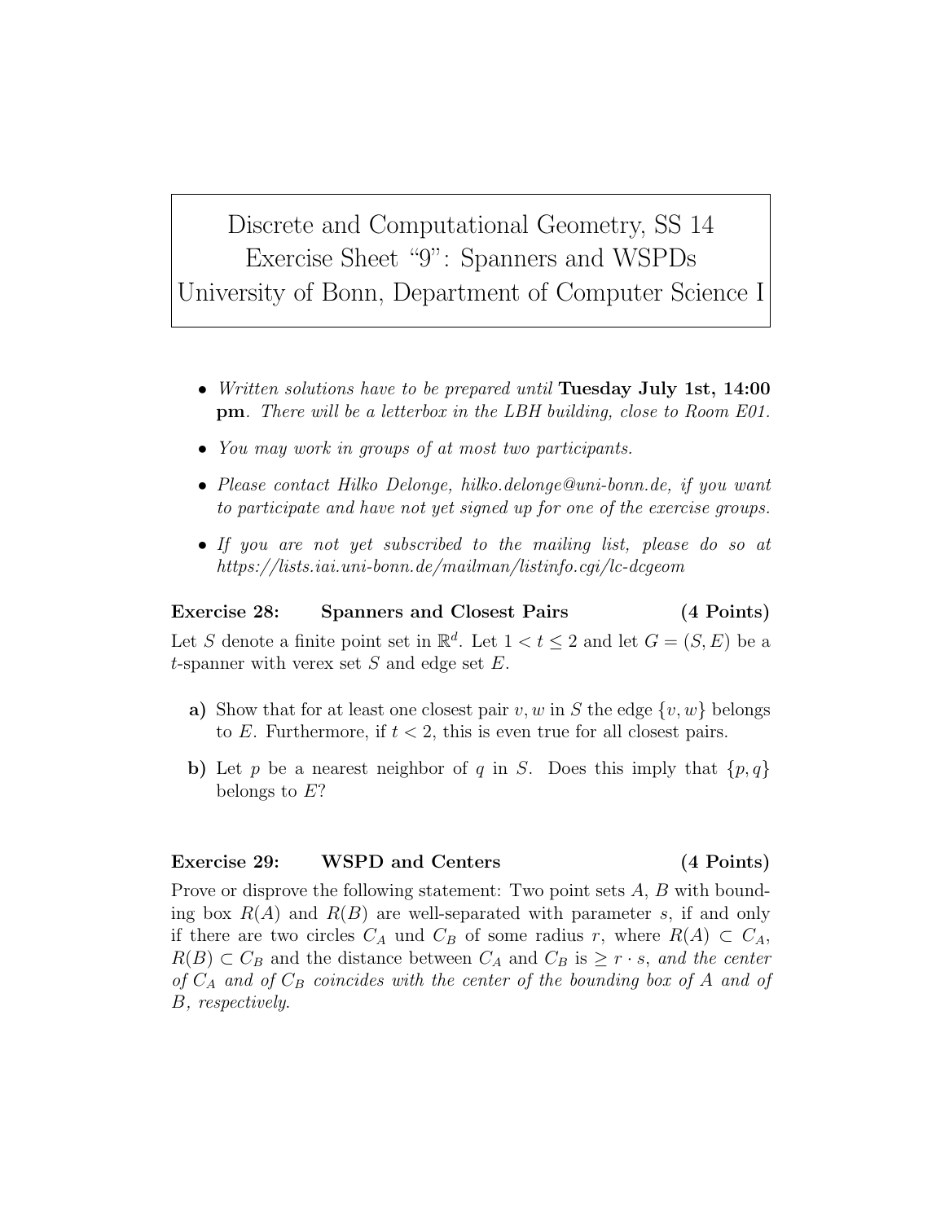# Discrete and Computational Geometry, SS 14
# Exercise Sheet "9": Spanners and WSPDs
# University of Bonn, Department of Computer Science I

- *Written solutions have to be prepared until* **Tuesday July 1st, 14:00 pm**. *There will be a letterbox in the LBH building, close to Room E01.*
- *You may work in groups of at most two participants.*
- *Please contact Hilko Delonge, hilko.delonge@uni-bonn.de, if you want to participate and have not yet signed up for one of the exercise groups.*
- *If you are not yet subscribed to the mailing list, please do so at https://lists.iai.uni-bonn.de/mailman/listinfo.cgi/lc-dcgeom*

## Exercise 28: Spanners and Closest Pairs (4 Points)

Let $S$ denote a finite point set in $\mathbb{R}^d$. Let $1 < t \leq 2$ and let $G = (S, E)$ be a $t$-spanner with verex set $S$ and edge set $E$.

**a)** Show that for at least one closest pair $v, w$ in $S$ the edge $\{v, w\}$ belongs to $E$. Furthermore, if $t < 2$, this is even true for all closest pairs.

**b)** Let $p$ be a nearest neighbor of $q$ in $S$. Does this imply that $\{p, q\}$ belongs to $E$?

## Exercise 29: WSPD and Centers (4 Points)

Prove or disprove the following statement: Two point sets $A$, $B$ with bounding box $R(A)$ and $R(B)$ are well-separated with parameter $s$, if and only if there are two circles $C_A$ und $C_B$ of some radius $r$, where $R(A) \subset C_A$, $R(B) \subset C_B$ and the distance between $C_A$ and $C_B$ is $\geq r \cdot s$, *and the center of $C_A$ and of $C_B$ coincides with the center of the bounding box of $A$ and of $B$, respectively.*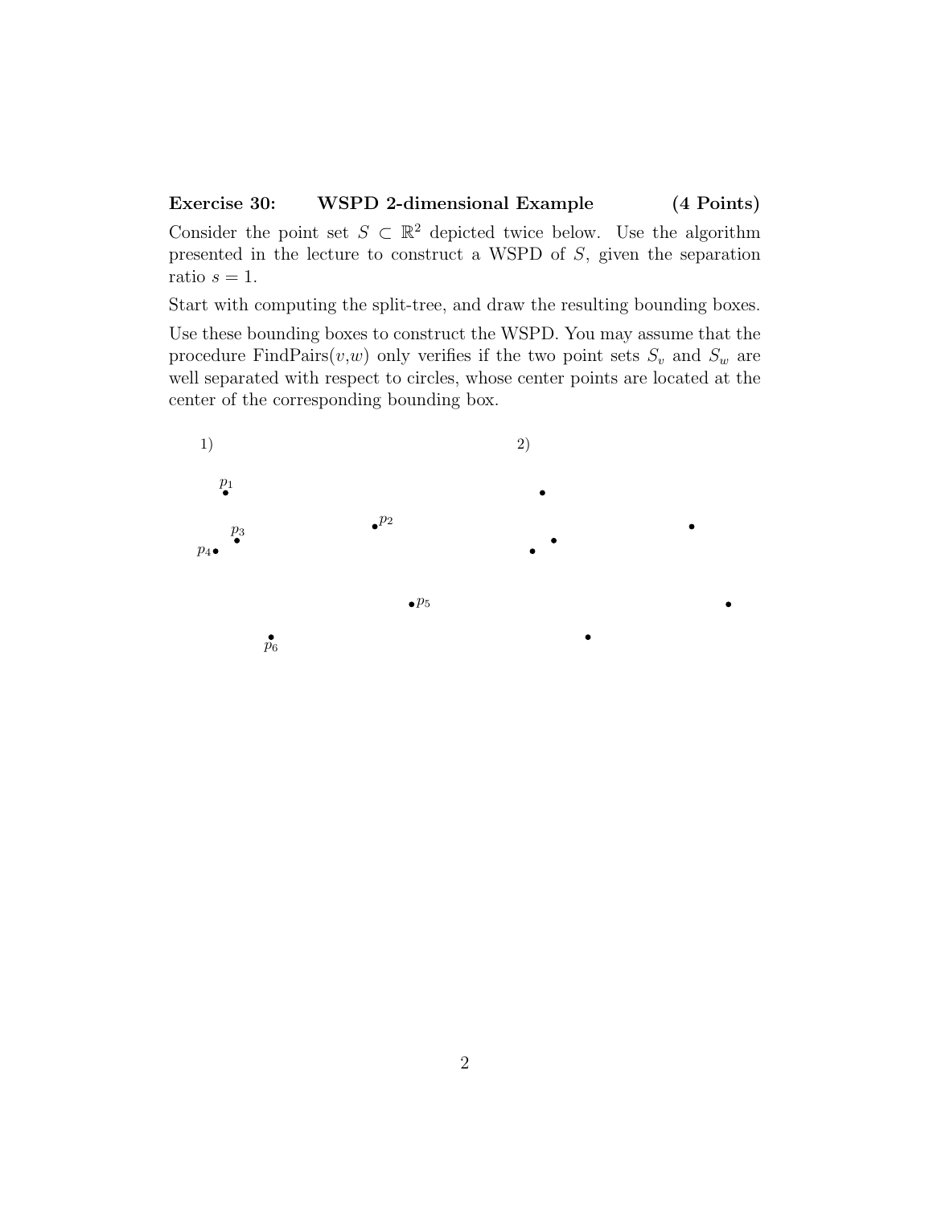**Exercise 30: WSPD 2-dimensional Example (4 Points)**

Consider the point set $S \subset \mathbb{R}^2$ depicted twice below. Use the algorithm presented in the lecture to construct a WSPD of $S$, given the separation ratio $s = 1$.

Start with computing the split-tree, and draw the resulting bounding boxes.

Use these bounding boxes to construct the WSPD. You may assume that the procedure FindPairs($v$,$w$) only verifies if the two point sets $S_v$ and $S_w$ are well separated with respect to circles, whose center points are located at the center of the corresponding bounding box.

1)

$p_1$

$p_2$

$p_3$

$p_4$

$p_5$

$p_6$

2)